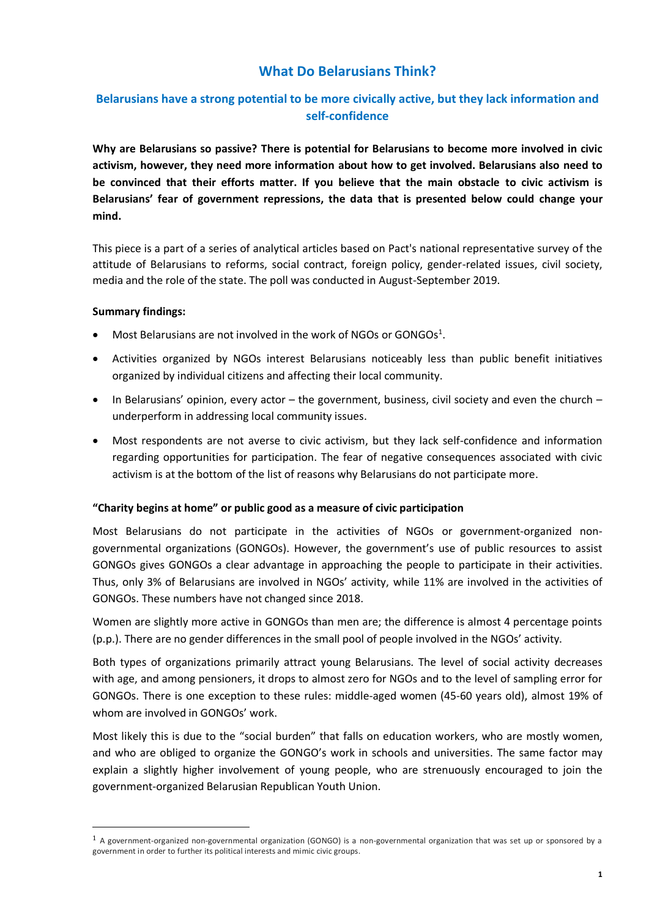# What Do Belarusians Think?

## Belarusians have a strong potential to be more civically active, but they lack information and self-confidence

**Why are Belarusians so passive? There is potential for Belarusians to become more involved in civic activism, however, they need more information about how to get involved. Belarusians also need to be convinced that their efforts matter. If you believe that the main obstacle to civic activism is Belarusians' fear of government repressions, the data that is presented below could change your mind.**

This piece is a part of a series of analytical articles based on Pact's national representative survey of the attitude of Belarusians to reforms, social contract, foreign policy, gender-related issues, civil society, media and the role of the state. The poll was conducted in August-September 2019.

**Summary findings:**

- Most Belarusians are not involved in the work of NGOs or GONGOs[1].
- Activities organized by NGOs interest Belarusians noticeably less than public benefit initiatives organized by individual citizens and affecting their local community.
- In Belarusians' opinion, every actor – the government, business, civil society and even the church – underperform in addressing local community issues.
- Most respondents are not averse to civic activism, but they lack self-confidence and information regarding opportunities for participation. The fear of negative consequences associated with civic activism is at the bottom of the list of reasons why Belarusians do not participate more.

**"Charity begins at home" or public good as a measure of civic participation**

Most Belarusians do not participate in the activities of NGOs or government-organized non-governmental organizations (GONGOs). However, the government's use of public resources to assist GONGOs gives GONGOs a clear advantage in approaching the people to participate in their activities. Thus, only 3% of Belarusians are involved in NGOs' activity, while 11% are involved in the activities of GONGOs. These numbers have not changed since 2018.

Women are slightly more active in GONGOs than men are; the difference is almost 4 percentage points (p.p.). There are no gender differences in the small pool of people involved in the NGOs' activity.

Both types of organizations primarily attract young Belarusians. The level of social activity decreases with age, and among pensioners, it drops to almost zero for NGOs and to the level of sampling error for GONGOs. There is one exception to these rules: middle-aged women (45-60 years old), almost 19% of whom are involved in GONGOs' work.

Most likely this is due to the "social burden" that falls on education workers, who are mostly women, and who are obliged to organize the GONGO's work in schools and universities. The same factor may explain a slightly higher involvement of young people, who are strenuously encouraged to join the government-organized Belarusian Republican Youth Union.

---

[1] A government-organized non-governmental organization (GONGO) is a non-governmental organization that was set up or sponsored by a government in order to further its political interests and mimic civic groups.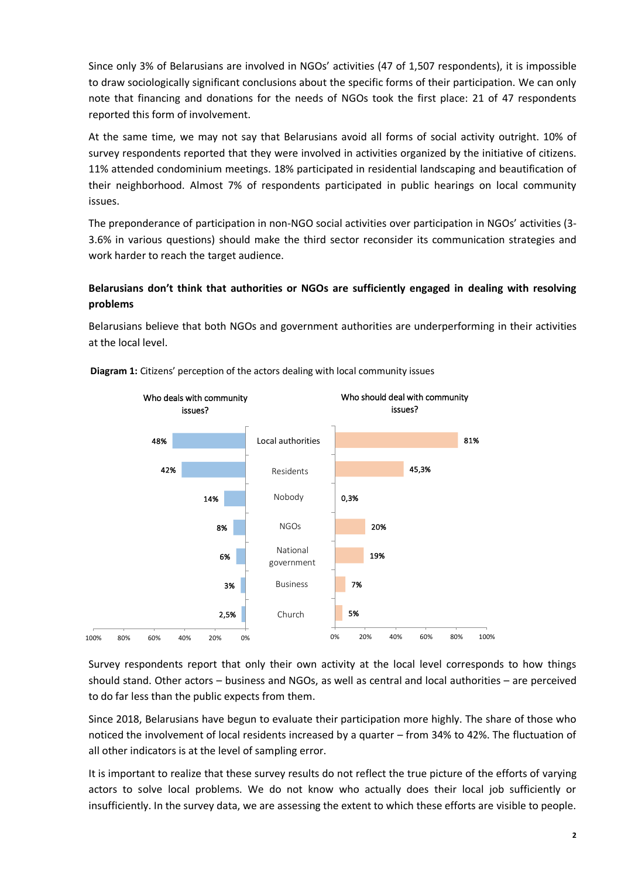Since only 3% of Belarusians are involved in NGOs' activities (47 of 1,507 respondents), it is impossible to draw sociologically significant conclusions about the specific forms of their participation. We can only note that financing and donations for the needs of NGOs took the first place: 21 of 47 respondents reported this form of involvement.

At the same time, we may not say that Belarusians avoid all forms of social activity outright. 10% of survey respondents reported that they were involved in activities organized by the initiative of citizens. 11% attended condominium meetings. 18% participated in residential landscaping and beautification of their neighborhood. Almost 7% of respondents participated in public hearings on local community issues.

The preponderance of participation in non-NGO social activities over participation in NGOs' activities (3-3.6% in various questions) should make the third sector reconsider its communication strategies and work harder to reach the target audience.

**Belarusians don't think that authorities or NGOs are sufficiently engaged in dealing with resolving problems**

Belarusians believe that both NGOs and government authorities are underperforming in their activities at the local level.

**Diagram 1:** Citizens' perception of the actors dealing with local community issues

| Who deals with community issues? | | Who should deal with community issues? |
|---|---|---|
| 48% | Local authorities | 81% |
| 42% | Residents | 45,3% |
| 14% | Nobody | 0,3% |
| 8% | NGOs | 20% |
| 6% | National government | 19% |
| 3% | Business | 7% |
| 2,5% | Church | 5% |

Survey respondents report that only their own activity at the local level corresponds to how things should stand. Other actors – business and NGOs, as well as central and local authorities – are perceived to do far less than the public expects from them.

Since 2018, Belarusians have begun to evaluate their participation more highly. The share of those who noticed the involvement of local residents increased by a quarter – from 34% to 42%. The fluctuation of all other indicators is at the level of sampling error.

It is important to realize that these survey results do not reflect the true picture of the efforts of varying actors to solve local problems. We do not know who actually does their local job sufficiently or insufficiently. In the survey data, we are assessing the extent to which these efforts are visible to people.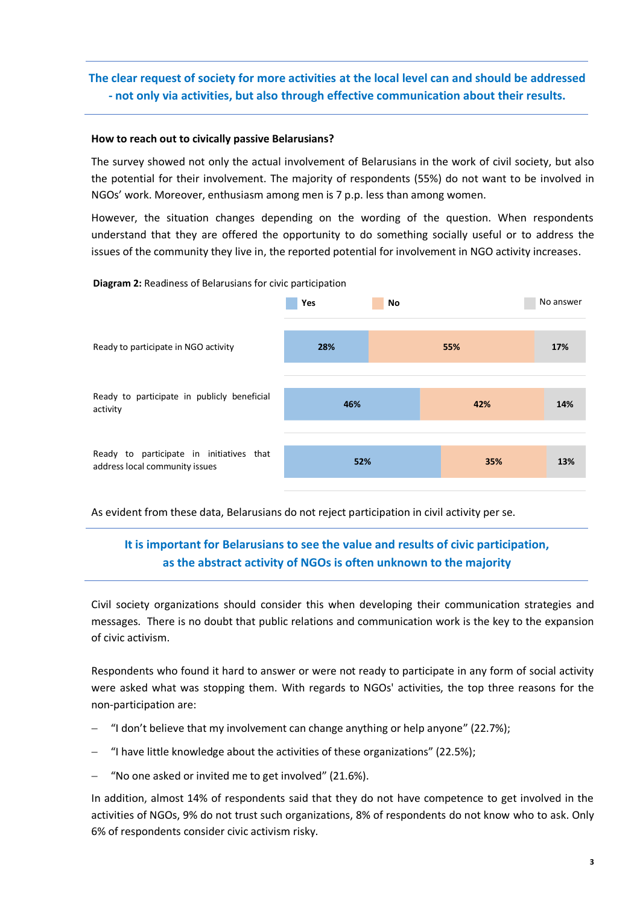**The clear request of society for more activities at the local level can and should be addressed - not only via activities, but also through effective communication about their results.**

**How to reach out to civically passive Belarusians?**

The survey showed not only the actual involvement of Belarusians in the work of civil society, but also the potential for their involvement. The majority of respondents (55%) do not want to be involved in NGOs' work. Moreover, enthusiasm among men is 7 p.p. less than among women.

However, the situation changes depending on the wording of the question. When respondents understand that they are offered the opportunity to do something socially useful or to address the issues of the community they live in, the reported potential for involvement in NGO activity increases.

**Diagram 2:** Readiness of Belarusians for civic participation

| | Yes | No | No answer |
|---|---|---|---|
| Ready to participate in NGO activity | 28% | 55% | 17% |
| Ready to participate in publicly beneficial activity | 46% | 42% | 14% |
| Ready to participate in initiatives that address local community issues | 52% | 35% | 13% |

As evident from these data, Belarusians do not reject participation in civil activity per se.

**It is important for Belarusians to see the value and results of civic participation, as the abstract activity of NGOs is often unknown to the majority**

Civil society organizations should consider this when developing their communication strategies and messages. There is no doubt that public relations and communication work is the key to the expansion of civic activism.

Respondents who found it hard to answer or were not ready to participate in any form of social activity were asked what was stopping them. With regards to NGOs' activities, the top three reasons for the non-participation are:

- "I don't believe that my involvement can change anything or help anyone" (22.7%);
- "I have little knowledge about the activities of these organizations" (22.5%);
- "No one asked or invited me to get involved" (21.6%).

In addition, almost 14% of respondents said that they do not have competence to get involved in the activities of NGOs, 9% do not trust such organizations, 8% of respondents do not know who to ask. Only 6% of respondents consider civic activism risky.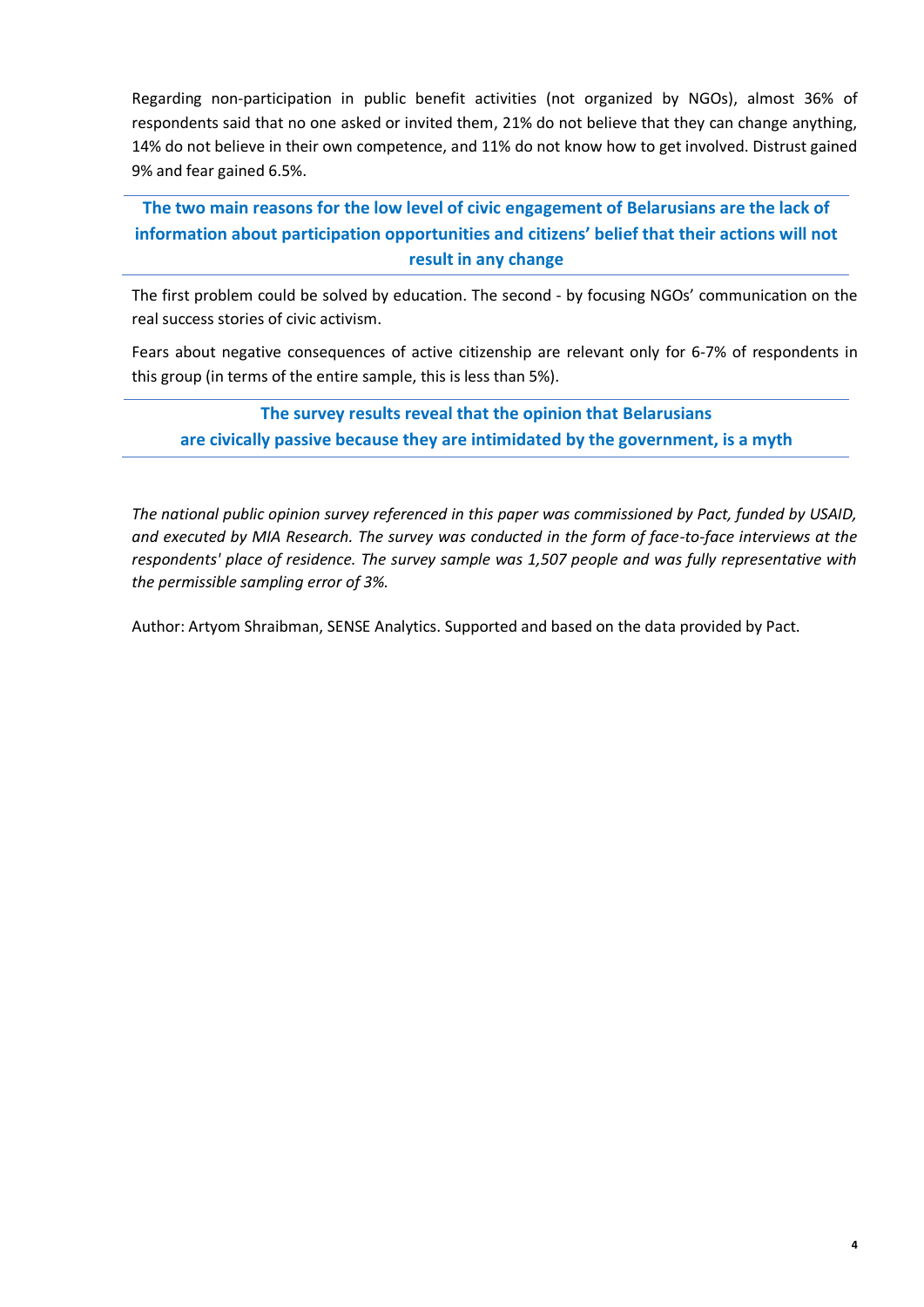Regarding non-participation in public benefit activities (not organized by NGOs), almost 36% of respondents said that no one asked or invited them, 21% do not believe that they can change anything, 14% do not believe in their own competence, and 11% do not know how to get involved. Distrust gained 9% and fear gained 6.5%.

**The two main reasons for the low level of civic engagement of Belarusians are the lack of information about participation opportunities and citizens' belief that their actions will not result in any change**

The first problem could be solved by education. The second - by focusing NGOs' communication on the real success stories of civic activism.

Fears about negative consequences of active citizenship are relevant only for 6-7% of respondents in this group (in terms of the entire sample, this is less than 5%).

**The survey results reveal that the opinion that Belarusians are civically passive because they are intimidated by the government, is a myth**

*The national public opinion survey referenced in this paper was commissioned by Pact, funded by USAID, and executed by MIA Research. The survey was conducted in the form of face-to-face interviews at the respondents' place of residence. The survey sample was 1,507 people and was fully representative with the permissible sampling error of 3%.*

Author: Artyom Shraibman, SENSE Analytics. Supported and based on the data provided by Pact.